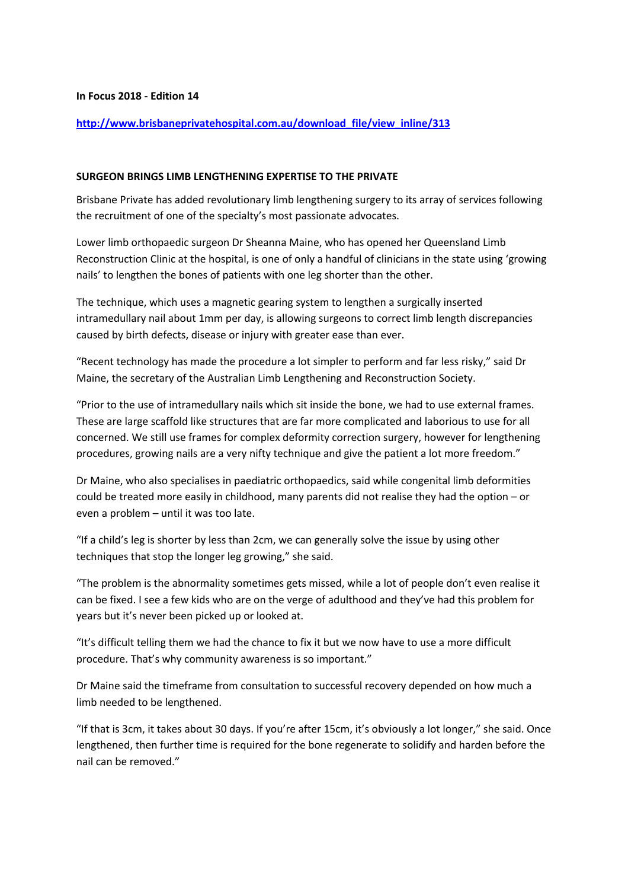**In Focus 2018 - Edition 14**

**http://www.brisbaneprivatehospital.com.au/download_file/view_inline/313**

**SURGEON BRINGS LIMB LENGTHENING EXPERTISE TO THE PRIVATE**

Brisbane Private has added revolutionary limb lengthening surgery to its array of services following the recruitment of one of the specialty's most passionate advocates.

Lower limb orthopaedic surgeon Dr Sheanna Maine, who has opened her Queensland Limb Reconstruction Clinic at the hospital, is one of only a handful of clinicians in the state using 'growing nails' to lengthen the bones of patients with one leg shorter than the other.

The technique, which uses a magnetic gearing system to lengthen a surgically inserted intramedullary nail about 1mm per day, is allowing surgeons to correct limb length discrepancies caused by birth defects, disease or injury with greater ease than ever.

"Recent technology has made the procedure a lot simpler to perform and far less risky," said Dr Maine, the secretary of the Australian Limb Lengthening and Reconstruction Society.

"Prior to the use of intramedullary nails which sit inside the bone, we had to use external frames. These are large scaffold like structures that are far more complicated and laborious to use for all concerned. We still use frames for complex deformity correction surgery, however for lengthening procedures, growing nails are a very nifty technique and give the patient a lot more freedom."

Dr Maine, who also specialises in paediatric orthopaedics, said while congenital limb deformities could be treated more easily in childhood, many parents did not realise they had the option – or even a problem – until it was too late.

"If a child's leg is shorter by less than 2cm, we can generally solve the issue by using other techniques that stop the longer leg growing," she said.

"The problem is the abnormality sometimes gets missed, while a lot of people don't even realise it can be fixed. I see a few kids who are on the verge of adulthood and they've had this problem for years but it's never been picked up or looked at.

"It's difficult telling them we had the chance to fix it but we now have to use a more difficult procedure. That's why community awareness is so important."

Dr Maine said the timeframe from consultation to successful recovery depended on how much a limb needed to be lengthened.

"If that is 3cm, it takes about 30 days. If you're after 15cm, it's obviously a lot longer," she said. Once lengthened, then further time is required for the bone regenerate to solidify and harden before the nail can be removed."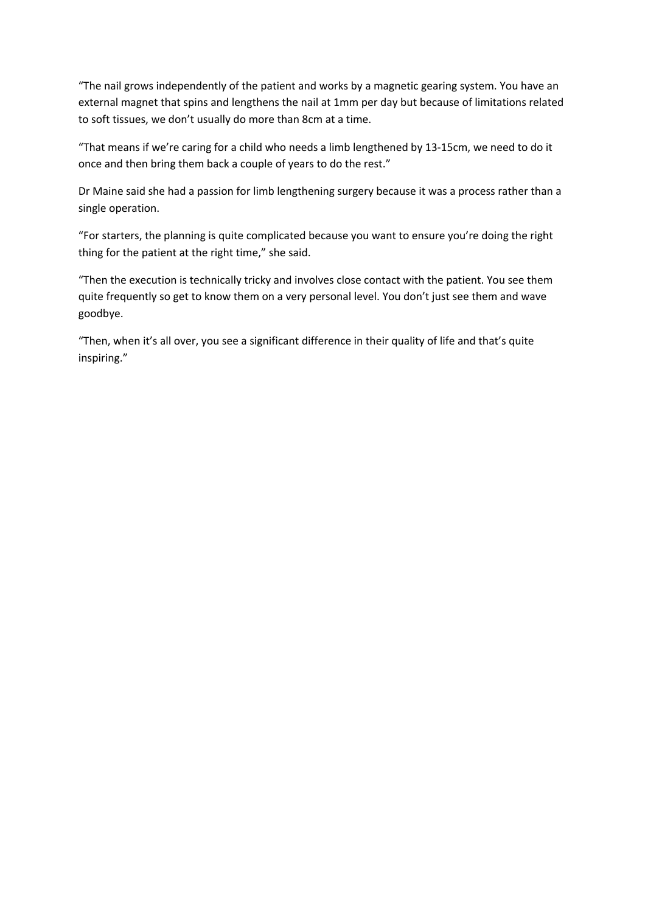"The nail grows independently of the patient and works by a magnetic gearing system. You have an external magnet that spins and lengthens the nail at 1mm per day but because of limitations related to soft tissues, we don't usually do more than 8cm at a time.

"That means if we're caring for a child who needs a limb lengthened by 13-15cm, we need to do it once and then bring them back a couple of years to do the rest."

Dr Maine said she had a passion for limb lengthening surgery because it was a process rather than a single operation.

"For starters, the planning is quite complicated because you want to ensure you're doing the right thing for the patient at the right time," she said.

"Then the execution is technically tricky and involves close contact with the patient. You see them quite frequently so get to know them on a very personal level. You don't just see them and wave goodbye.

"Then, when it's all over, you see a significant difference in their quality of life and that's quite inspiring."